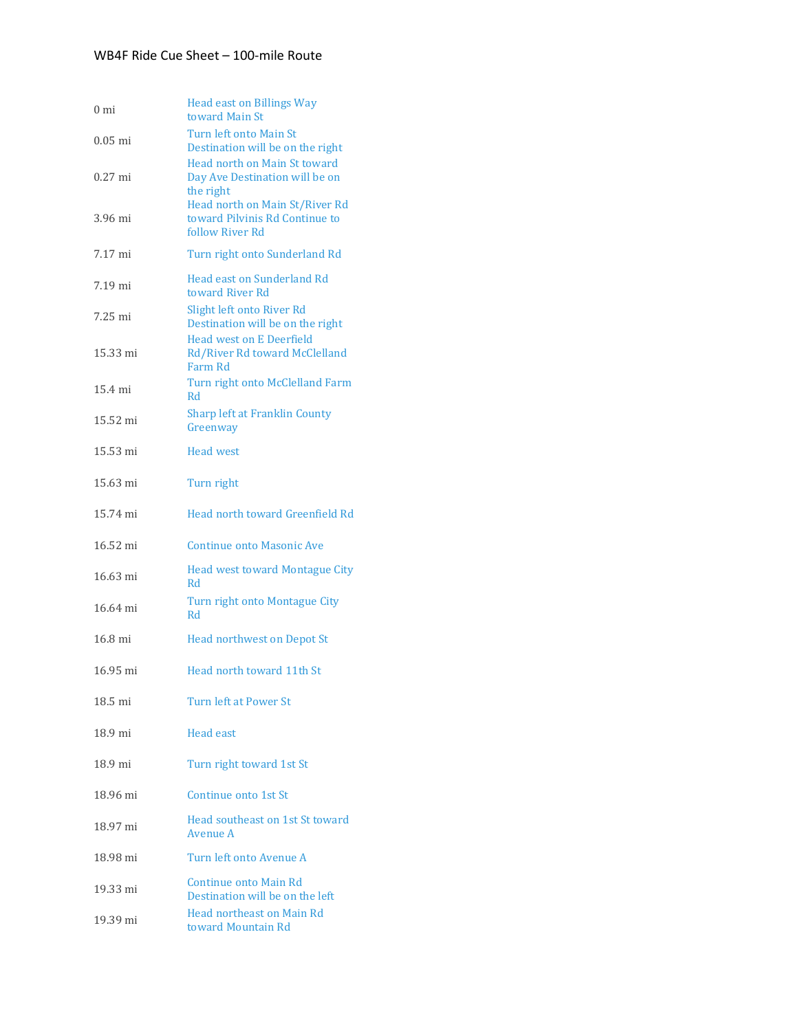WB4F Ride Cue Sheet – 100-mile Route

| | |
|---|---|
| 0 mi | Head east on Billings Way toward Main St |
| 0.05 mi | Turn left onto Main St Destination will be on the right |
| 0.27 mi | Head north on Main St toward Day Ave Destination will be on the right |
| 3.96 mi | Head north on Main St/River Rd toward Pilvinis Rd Continue to follow River Rd |
| 7.17 mi | Turn right onto Sunderland Rd |
| 7.19 mi | Head east on Sunderland Rd toward River Rd |
| 7.25 mi | Slight left onto River Rd Destination will be on the right |
| 15.33 mi | Head west on E Deerfield Rd/River Rd toward McClelland Farm Rd |
| 15.4 mi | Turn right onto McClelland Farm Rd |
| 15.52 mi | Sharp left at Franklin County Greenway |
| 15.53 mi | Head west |
| 15.63 mi | Turn right |
| 15.74 mi | Head north toward Greenfield Rd |
| 16.52 mi | Continue onto Masonic Ave |
| 16.63 mi | Head west toward Montague City Rd |
| 16.64 mi | Turn right onto Montague City Rd |
| 16.8 mi | Head northwest on Depot St |
| 16.95 mi | Head north toward 11th St |
| 18.5 mi | Turn left at Power St |
| 18.9 mi | Head east |
| 18.9 mi | Turn right toward 1st St |
| 18.96 mi | Continue onto 1st St |
| 18.97 mi | Head southeast on 1st St toward Avenue A |
| 18.98 mi | Turn left onto Avenue A |
| 19.33 mi | Continue onto Main Rd Destination will be on the left |
| 19.39 mi | Head northeast on Main Rd toward Mountain Rd |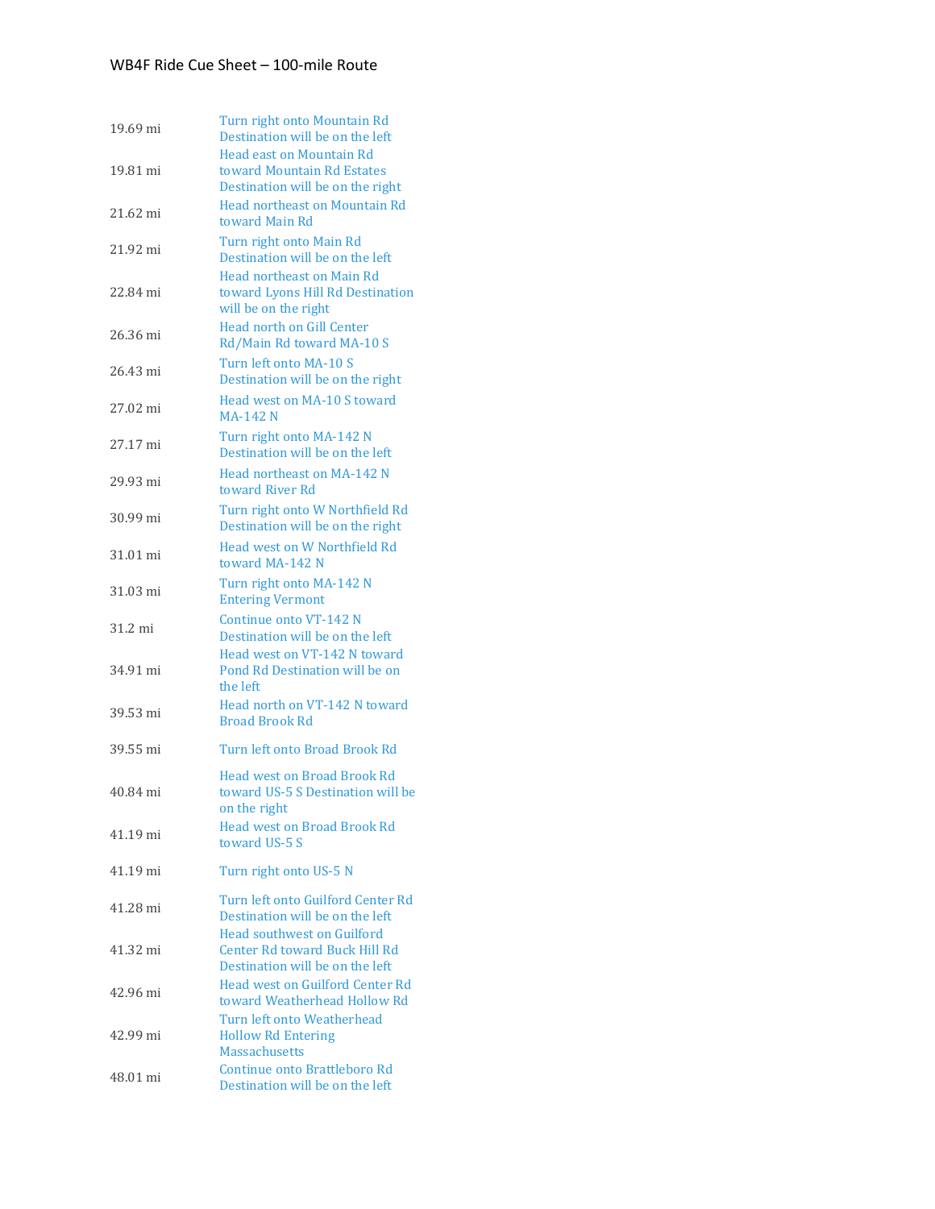WB4F Ride Cue Sheet – 100-mile Route

| | |
|---|---|
| 19.69 mi | Turn right onto Mountain Rd Destination will be on the left |
| 19.81 mi | Head east on Mountain Rd toward Mountain Rd Estates Destination will be on the right |
| 21.62 mi | Head northeast on Mountain Rd toward Main Rd |
| 21.92 mi | Turn right onto Main Rd Destination will be on the left |
| 22.84 mi | Head northeast on Main Rd toward Lyons Hill Rd Destination will be on the right |
| 26.36 mi | Head north on Gill Center Rd/Main Rd toward MA-10 S |
| 26.43 mi | Turn left onto MA-10 S Destination will be on the right |
| 27.02 mi | Head west on MA-10 S toward MA-142 N |
| 27.17 mi | Turn right onto MA-142 N Destination will be on the left |
| 29.93 mi | Head northeast on MA-142 N toward River Rd |
| 30.99 mi | Turn right onto W Northfield Rd Destination will be on the right |
| 31.01 mi | Head west on W Northfield Rd toward MA-142 N |
| 31.03 mi | Turn right onto MA-142 N Entering Vermont |
| 31.2 mi | Continue onto VT-142 N Destination will be on the left |
| 34.91 mi | Head west on VT-142 N toward Pond Rd Destination will be on the left |
| 39.53 mi | Head north on VT-142 N toward Broad Brook Rd |
| 39.55 mi | Turn left onto Broad Brook Rd |
| 40.84 mi | Head west on Broad Brook Rd toward US-5 S Destination will be on the right |
| 41.19 mi | Head west on Broad Brook Rd toward US-5 S |
| 41.19 mi | Turn right onto US-5 N |
| 41.28 mi | Turn left onto Guilford Center Rd Destination will be on the left |
| 41.32 mi | Head southwest on Guilford Center Rd toward Buck Hill Rd Destination will be on the left |
| 42.96 mi | Head west on Guilford Center Rd toward Weatherhead Hollow Rd |
| 42.99 mi | Turn left onto Weatherhead Hollow Rd Entering Massachusetts |
| 48.01 mi | Continue onto Brattleboro Rd Destination will be on the left |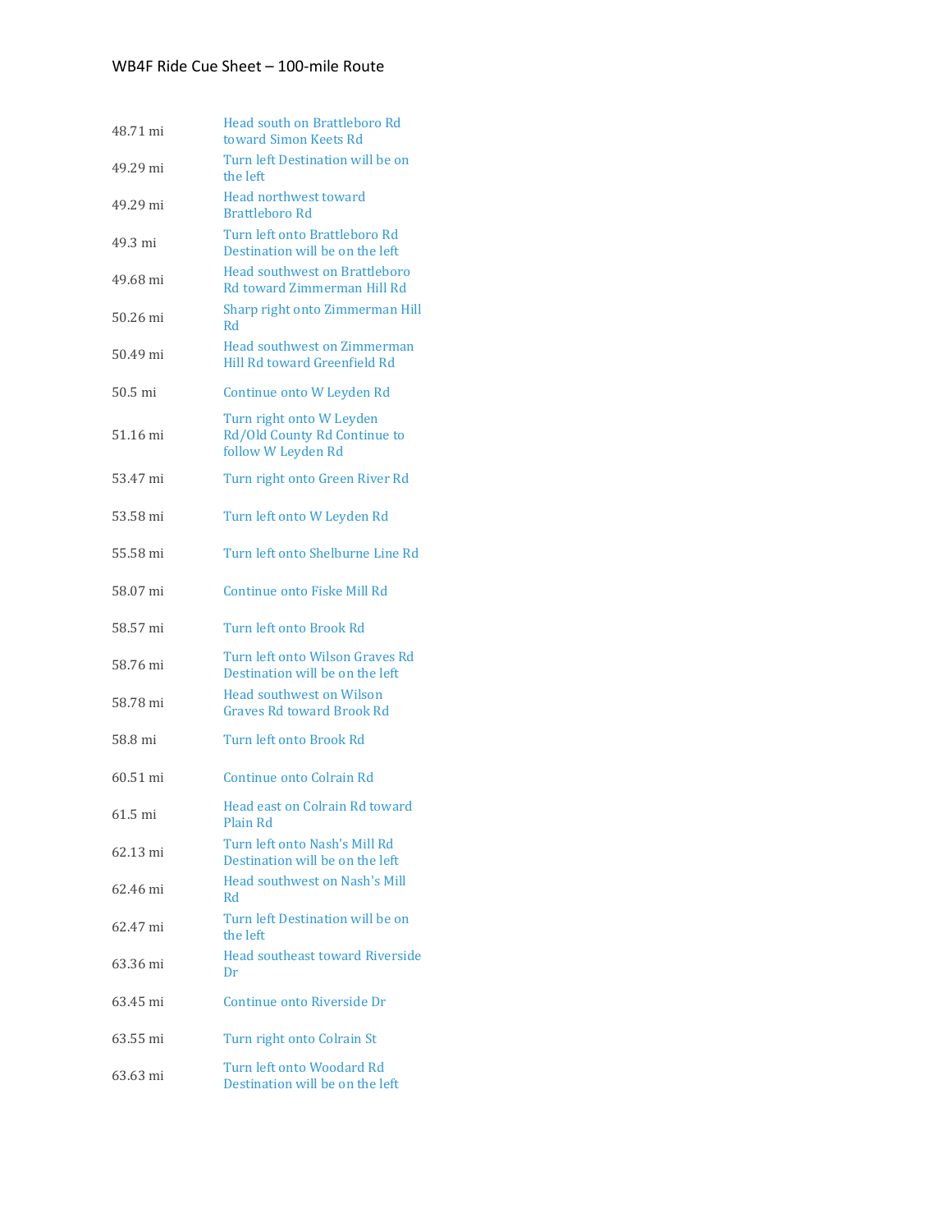| | |
|---|---|
| 48.71 mi | Head south on Brattleboro Rd toward Simon Keets Rd |
| 49.29 mi | Turn left Destination will be on the left |
| 49.29 mi | Head northwest toward Brattleboro Rd |
| 49.3 mi | Turn left onto Brattleboro Rd Destination will be on the left |
| 49.68 mi | Head southwest on Brattleboro Rd toward Zimmerman Hill Rd |
| 50.26 mi | Sharp right onto Zimmerman Hill Rd |
| 50.49 mi | Head southwest on Zimmerman Hill Rd toward Greenfield Rd |
| 50.5 mi | Continue onto W Leyden Rd |
| 51.16 mi | Turn right onto W Leyden Rd/Old County Rd Continue to follow W Leyden Rd |
| 53.47 mi | Turn right onto Green River Rd |
| 53.58 mi | Turn left onto W Leyden Rd |
| 55.58 mi | Turn left onto Shelburne Line Rd |
| 58.07 mi | Continue onto Fiske Mill Rd |
| 58.57 mi | Turn left onto Brook Rd |
| 58.76 mi | Turn left onto Wilson Graves Rd Destination will be on the left |
| 58.78 mi | Head southwest on Wilson Graves Rd toward Brook Rd |
| 58.8 mi | Turn left onto Brook Rd |
| 60.51 mi | Continue onto Colrain Rd |
| 61.5 mi | Head east on Colrain Rd toward Plain Rd |
| 62.13 mi | Turn left onto Nash's Mill Rd Destination will be on the left |
| 62.46 mi | Head southwest on Nash's Mill Rd |
| 62.47 mi | Turn left Destination will be on the left |
| 63.36 mi | Head southeast toward Riverside Dr |
| 63.45 mi | Continue onto Riverside Dr |
| 63.55 mi | Turn right onto Colrain St |
| 63.63 mi | Turn left onto Woodard Rd Destination will be on the left |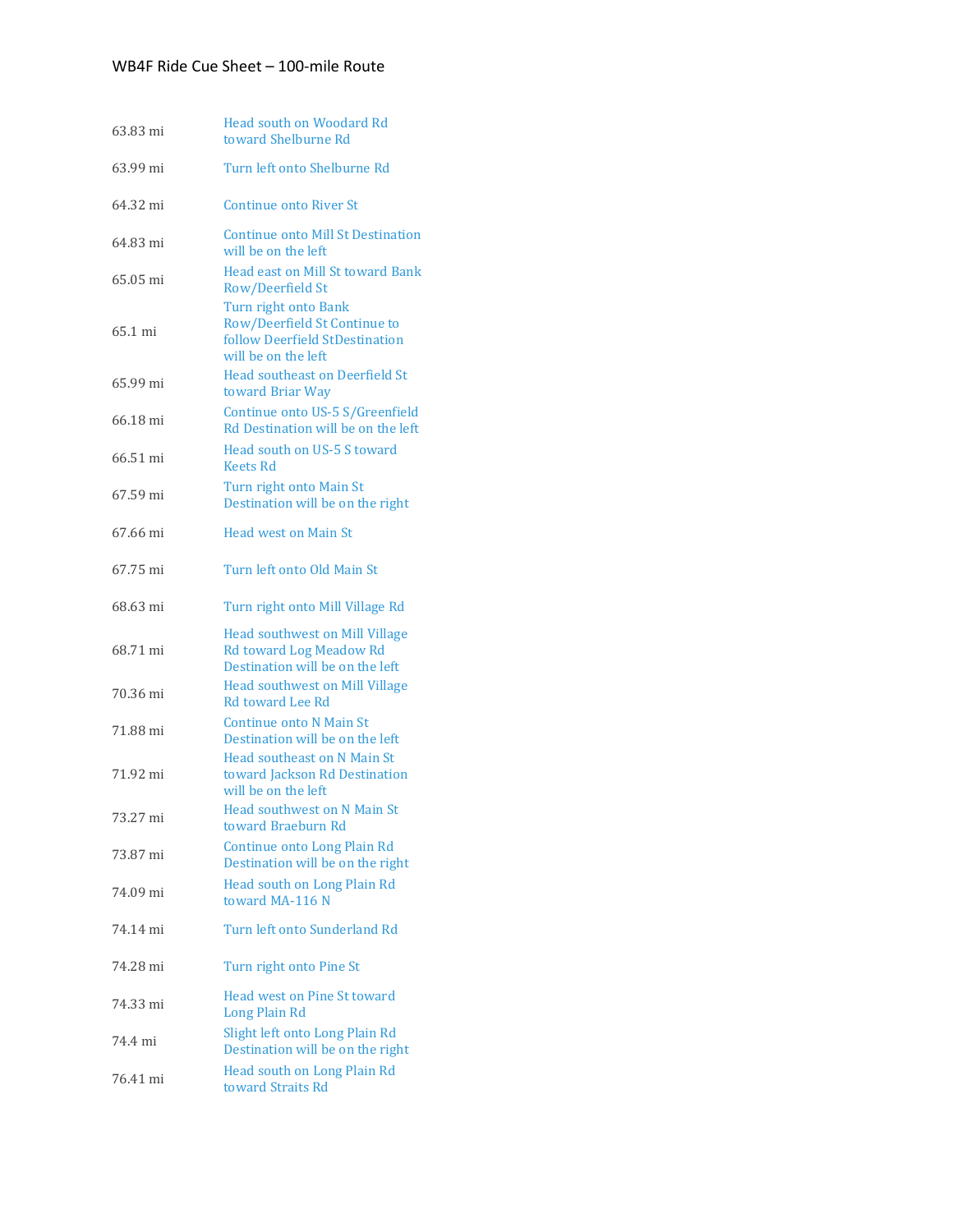WB4F Ride Cue Sheet – 100-mile Route

| | |
|---|---|
| 63.83 mi | Head south on Woodard Rd toward Shelburne Rd |
| 63.99 mi | Turn left onto Shelburne Rd |
| 64.32 mi | Continue onto River St |
| 64.83 mi | Continue onto Mill St Destination will be on the left |
| 65.05 mi | Head east on Mill St toward Bank Row/Deerfield St |
| 65.1 mi | Turn right onto Bank Row/Deerfield St Continue to follow Deerfield StDestination will be on the left |
| 65.99 mi | Head southeast on Deerfield St toward Briar Way |
| 66.18 mi | Continue onto US-5 S/Greenfield Rd Destination will be on the left |
| 66.51 mi | Head south on US-5 S toward Keets Rd |
| 67.59 mi | Turn right onto Main St Destination will be on the right |
| 67.66 mi | Head west on Main St |
| 67.75 mi | Turn left onto Old Main St |
| 68.63 mi | Turn right onto Mill Village Rd |
| 68.71 mi | Head southwest on Mill Village Rd toward Log Meadow Rd Destination will be on the left |
| 70.36 mi | Head southwest on Mill Village Rd toward Lee Rd |
| 71.88 mi | Continue onto N Main St Destination will be on the left |
| 71.92 mi | Head southeast on N Main St toward Jackson Rd Destination will be on the left |
| 73.27 mi | Head southwest on N Main St toward Braeburn Rd |
| 73.87 mi | Continue onto Long Plain Rd Destination will be on the right |
| 74.09 mi | Head south on Long Plain Rd toward MA-116 N |
| 74.14 mi | Turn left onto Sunderland Rd |
| 74.28 mi | Turn right onto Pine St |
| 74.33 mi | Head west on Pine St toward Long Plain Rd |
| 74.4 mi | Slight left onto Long Plain Rd Destination will be on the right |
| 76.41 mi | Head south on Long Plain Rd toward Straits Rd |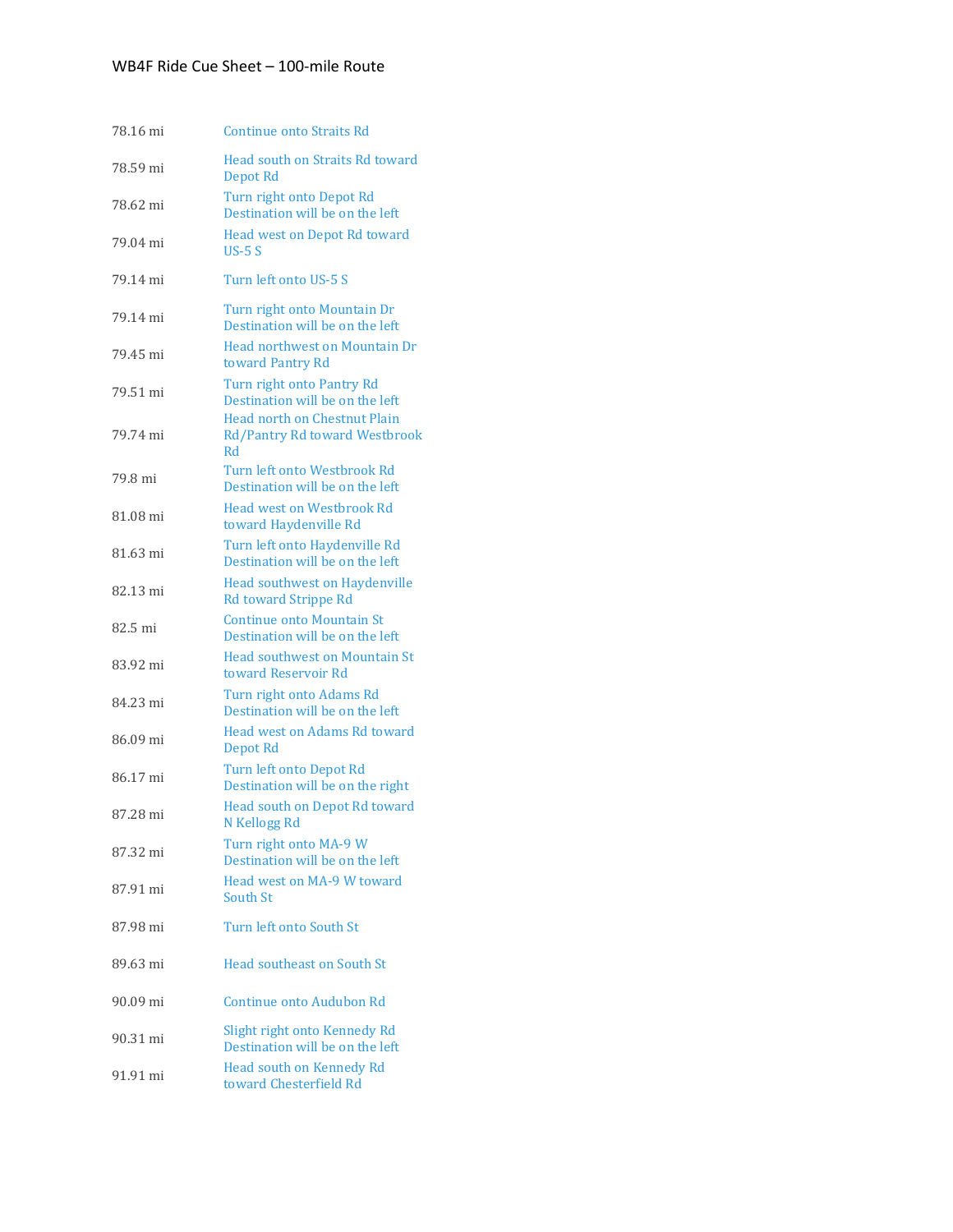| | |
|---|---|
| 78.16 mi | Continue onto Straits Rd |
| 78.59 mi | Head south on Straits Rd toward Depot Rd |
| 78.62 mi | Turn right onto Depot Rd Destination will be on the left |
| 79.04 mi | Head west on Depot Rd toward US-5 S |
| 79.14 mi | Turn left onto US-5 S |
| 79.14 mi | Turn right onto Mountain Dr Destination will be on the left |
| 79.45 mi | Head northwest on Mountain Dr toward Pantry Rd |
| 79.51 mi | Turn right onto Pantry Rd Destination will be on the left |
| 79.74 mi | Head north on Chestnut Plain Rd/Pantry Rd toward Westbrook Rd |
| 79.8 mi | Turn left onto Westbrook Rd Destination will be on the left |
| 81.08 mi | Head west on Westbrook Rd toward Haydenville Rd |
| 81.63 mi | Turn left onto Haydenville Rd Destination will be on the left |
| 82.13 mi | Head southwest on Haydenville Rd toward Strippe Rd |
| 82.5 mi | Continue onto Mountain St Destination will be on the left |
| 83.92 mi | Head southwest on Mountain St toward Reservoir Rd |
| 84.23 mi | Turn right onto Adams Rd Destination will be on the left |
| 86.09 mi | Head west on Adams Rd toward Depot Rd |
| 86.17 mi | Turn left onto Depot Rd Destination will be on the right |
| 87.28 mi | Head south on Depot Rd toward N Kellogg Rd |
| 87.32 mi | Turn right onto MA-9 W Destination will be on the left |
| 87.91 mi | Head west on MA-9 W toward South St |
| 87.98 mi | Turn left onto South St |
| 89.63 mi | Head southeast on South St |
| 90.09 mi | Continue onto Audubon Rd |
| 90.31 mi | Slight right onto Kennedy Rd Destination will be on the left |
| 91.91 mi | Head south on Kennedy Rd toward Chesterfield Rd |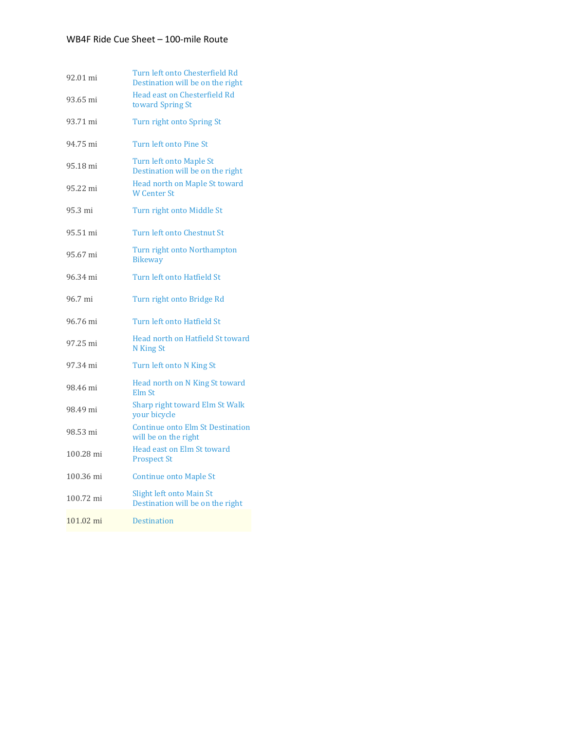WB4F Ride Cue Sheet – 100-mile Route

| | |
|---|---|
| 92.01 mi | Turn left onto Chesterfield Rd Destination will be on the right |
| 93.65 mi | Head east on Chesterfield Rd toward Spring St |
| 93.71 mi | Turn right onto Spring St |
| 94.75 mi | Turn left onto Pine St |
| 95.18 mi | Turn left onto Maple St Destination will be on the right |
| 95.22 mi | Head north on Maple St toward W Center St |
| 95.3 mi | Turn right onto Middle St |
| 95.51 mi | Turn left onto Chestnut St |
| 95.67 mi | Turn right onto Northampton Bikeway |
| 96.34 mi | Turn left onto Hatfield St |
| 96.7 mi | Turn right onto Bridge Rd |
| 96.76 mi | Turn left onto Hatfield St |
| 97.25 mi | Head north on Hatfield St toward N King St |
| 97.34 mi | Turn left onto N King St |
| 98.46 mi | Head north on N King St toward Elm St |
| 98.49 mi | Sharp right toward Elm St Walk your bicycle |
| 98.53 mi | Continue onto Elm St Destination will be on the right |
| 100.28 mi | Head east on Elm St toward Prospect St |
| 100.36 mi | Continue onto Maple St |
| 100.72 mi | Slight left onto Main St Destination will be on the right |
| 101.02 mi | Destination |